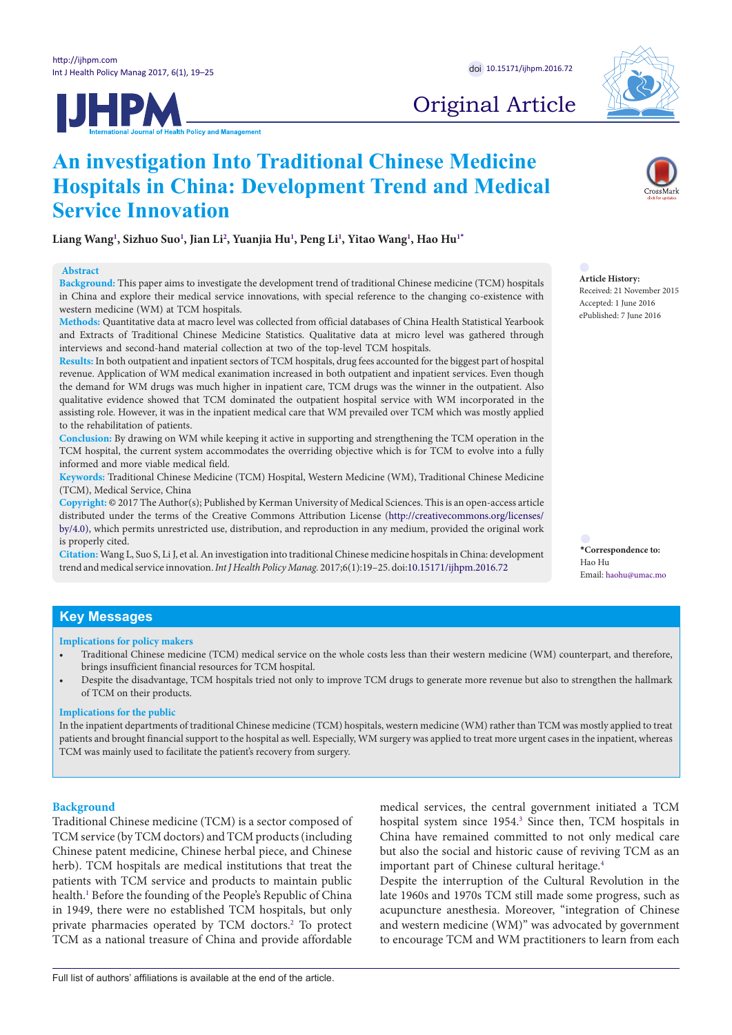Original Article

# An investigation Into Traditional Chinese Medicine Hospitals in China: Development Trend and Medical Service Innovation

**Liang Wang[1], Sizhuo Suo[1], Jian Li[2], Yuanjia Hu[1], Peng Li[1], Yitao Wang[1], Hao Hu[1*]**

## Abstract

**Background:** This paper aims to investigate the development trend of traditional Chinese medicine (TCM) hospitals in China and explore their medical service innovations, with special reference to the changing co-existence with western medicine (WM) at TCM hospitals.

**Methods:** Quantitative data at macro level was collected from official databases of China Health Statistical Yearbook and Extracts of Traditional Chinese Medicine Statistics. Qualitative data at micro level was gathered through interviews and second-hand material collection at two of the top-level TCM hospitals.

**Results:** In both outpatient and inpatient sectors of TCM hospitals, drug fees accounted for the biggest part of hospital revenue. Application of WM medical examination increased in both outpatient and inpatient services. Even though the demand for WM drugs was much higher in inpatient care, TCM drugs was the winner in the outpatient. Also qualitative evidence showed that TCM dominated the outpatient hospital service with WM incorporated in the assisting role. However, it was in the inpatient medical care that WM prevailed over TCM which was mostly applied to the rehabilitation of patients.

**Conclusion:** By drawing on WM while keeping it active in supporting and strengthening the TCM operation in the TCM hospital, the current system accommodates the overriding objective which is for TCM to evolve into a fully informed and more viable medical field.

**Keywords:** Traditional Chinese Medicine (TCM) Hospital, Western Medicine (WM), Traditional Chinese Medicine (TCM), Medical Service, China

**Copyright:** © 2017 The Author(s); Published by Kerman University of Medical Sciences. This is an open-access article distributed under the terms of the Creative Commons Attribution License (http://creativecommons.org/licenses/by/4.0), which permits unrestricted use, distribution, and reproduction in any medium, provided the original work is properly cited.

**Citation:** Wang L, Suo S, Li J, et al. An investigation into traditional Chinese medicine hospitals in China: development trend and medical service innovation. *Int J Health Policy Manag.* 2017;6(1):19–25. doi:10.15171/ijhpm.2016.72

**Article History:**
Received: 21 November 2015
Accepted: 1 June 2016
ePublished: 7 June 2016

**\*Correspondence to:**
Hao Hu
Email: haohu@umac.mo

## Key Messages

**Implications for policy makers**

- Traditional Chinese medicine (TCM) medical service on the whole costs less than their western medicine (WM) counterpart, and therefore, brings insufficient financial resources for TCM hospital.
- Despite the disadvantage, TCM hospitals tried not only to improve TCM drugs to generate more revenue but also to strengthen the hallmark of TCM on their products.

**Implications for the public**

In the inpatient departments of traditional Chinese medicine (TCM) hospitals, western medicine (WM) rather than TCM was mostly applied to treat patients and brought financial support to the hospital as well. Especially, WM surgery was applied to treat more urgent cases in the inpatient, whereas TCM was mainly used to facilitate the patient's recovery from surgery.

## Background

Traditional Chinese medicine (TCM) is a sector composed of TCM service (by TCM doctors) and TCM products (including Chinese patent medicine, Chinese herbal piece, and Chinese herb). TCM hospitals are medical institutions that treat the patients with TCM service and products to maintain public health.[1] Before the founding of the People's Republic of China in 1949, there were no established TCM hospitals, but only private pharmacies operated by TCM doctors.[2] To protect TCM as a national treasure of China and provide affordable medical services, the central government initiated a TCM hospital system since 1954.[3] Since then, TCM hospitals in China have remained committed to not only medical care but also the social and historic cause of reviving TCM as an important part of Chinese cultural heritage.[4]

Despite the interruption of the Cultural Revolution in the late 1960s and 1970s TCM still made some progress, such as acupuncture anesthesia. Moreover, "integration of Chinese and western medicine (WM)" was advocated by government to encourage TCM and WM practitioners to learn from each

Full list of authors' affiliations is available at the end of the article.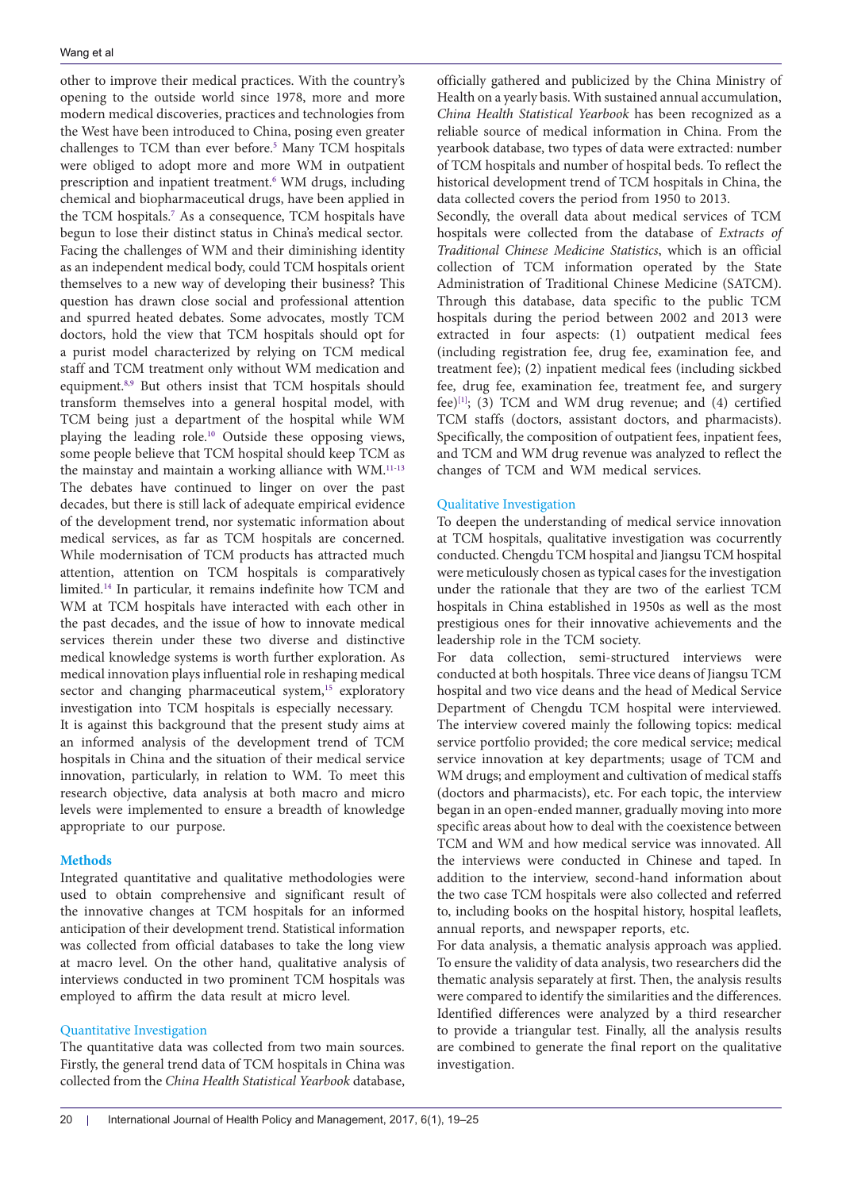other to improve their medical practices. With the country's opening to the outside world since 1978, more and more modern medical discoveries, practices and technologies from the West have been introduced to China, posing even greater challenges to TCM than ever before.[5] Many TCM hospitals were obliged to adopt more and more WM in outpatient prescription and inpatient treatment.[6] WM drugs, including chemical and biopharmaceutical drugs, have been applied in the TCM hospitals.[7] As a consequence, TCM hospitals have begun to lose their distinct status in China's medical sector. Facing the challenges of WM and their diminishing identity as an independent medical body, could TCM hospitals orient themselves to a new way of developing their business? This question has drawn close social and professional attention and spurred heated debates. Some advocates, mostly TCM doctors, hold the view that TCM hospitals should opt for a purist model characterized by relying on TCM medical staff and TCM treatment only without WM medication and equipment.[8,9] But others insist that TCM hospitals should transform themselves into a general hospital model, with TCM being just a department of the hospital while WM playing the leading role.[10] Outside these opposing views, some people believe that TCM hospital should keep TCM as the mainstay and maintain a working alliance with WM.[11-13] The debates have continued to linger on over the past decades, but there is still lack of adequate empirical evidence of the development trend, nor systematic information about medical services, as far as TCM hospitals are concerned. While modernisation of TCM products has attracted much attention, attention on TCM hospitals is comparatively limited.[14] In particular, it remains indefinite how TCM and WM at TCM hospitals have interacted with each other in the past decades, and the issue of how to innovate medical services therein under these two diverse and distinctive medical knowledge systems is worth further exploration. As medical innovation plays influential role in reshaping medical sector and changing pharmaceutical system,[15] exploratory investigation into TCM hospitals is especially necessary.

It is against this background that the present study aims at an informed analysis of the development trend of TCM hospitals in China and the situation of their medical service innovation, particularly, in relation to WM. To meet this research objective, data analysis at both macro and micro levels were implemented to ensure a breadth of knowledge appropriate to our purpose.

## Methods

Integrated quantitative and qualitative methodologies were used to obtain comprehensive and significant result of the innovative changes at TCM hospitals for an informed anticipation of their development trend. Statistical information was collected from official databases to take the long view at macro level. On the other hand, qualitative analysis of interviews conducted in two prominent TCM hospitals was employed to affirm the data result at micro level.

### Quantitative Investigation

The quantitative data was collected from two main sources. Firstly, the general trend data of TCM hospitals in China was collected from the *China Health Statistical Yearbook* database, officially gathered and publicized by the China Ministry of Health on a yearly basis. With sustained annual accumulation, *China Health Statistical Yearbook* has been recognized as a reliable source of medical information in China. From the yearbook database, two types of data were extracted: number of TCM hospitals and number of hospital beds. To reflect the historical development trend of TCM hospitals in China, the data collected covers the period from 1950 to 2013.

Secondly, the overall data about medical services of TCM hospitals were collected from the database of *Extracts of Traditional Chinese Medicine Statistics*, which is an official collection of TCM information operated by the State Administration of Traditional Chinese Medicine (SATCM). Through this database, data specific to the public TCM hospitals during the period between 2002 and 2013 were extracted in four aspects: (1) outpatient medical fees (including registration fee, drug fee, examination fee, and treatment fee); (2) inpatient medical fees (including sickbed fee, drug fee, examination fee, treatment fee, and surgery fee)[1]; (3) TCM and WM drug revenue; and (4) certified TCM staffs (doctors, assistant doctors, and pharmacists). Specifically, the composition of outpatient fees, inpatient fees, and TCM and WM drug revenue was analyzed to reflect the changes of TCM and WM medical services.

### Qualitative Investigation

To deepen the understanding of medical service innovation at TCM hospitals, qualitative investigation was cocurrently conducted. Chengdu TCM hospital and Jiangsu TCM hospital were meticulously chosen as typical cases for the investigation under the rationale that they are two of the earliest TCM hospitals in China established in 1950s as well as the most prestigious ones for their innovative achievements and the leadership role in the TCM society.

For data collection, semi-structured interviews were conducted at both hospitals. Three vice deans of Jiangsu TCM hospital and two vice deans and the head of Medical Service Department of Chengdu TCM hospital were interviewed. The interview covered mainly the following topics: medical service portfolio provided; the core medical service; medical service innovation at key departments; usage of TCM and WM drugs; and employment and cultivation of medical staffs (doctors and pharmacists), etc. For each topic, the interview began in an open-ended manner, gradually moving into more specific areas about how to deal with the coexistence between TCM and WM and how medical service was innovated. All the interviews were conducted in Chinese and taped. In addition to the interview, second-hand information about the two case TCM hospitals were also collected and referred to, including books on the hospital history, hospital leaflets, annual reports, and newspaper reports, etc.

For data analysis, a thematic analysis approach was applied. To ensure the validity of data analysis, two researchers did the thematic analysis separately at first. Then, the analysis results were compared to identify the similarities and the differences. Identified differences were analyzed by a third researcher to provide a triangular test. Finally, all the analysis results are combined to generate the final report on the qualitative investigation.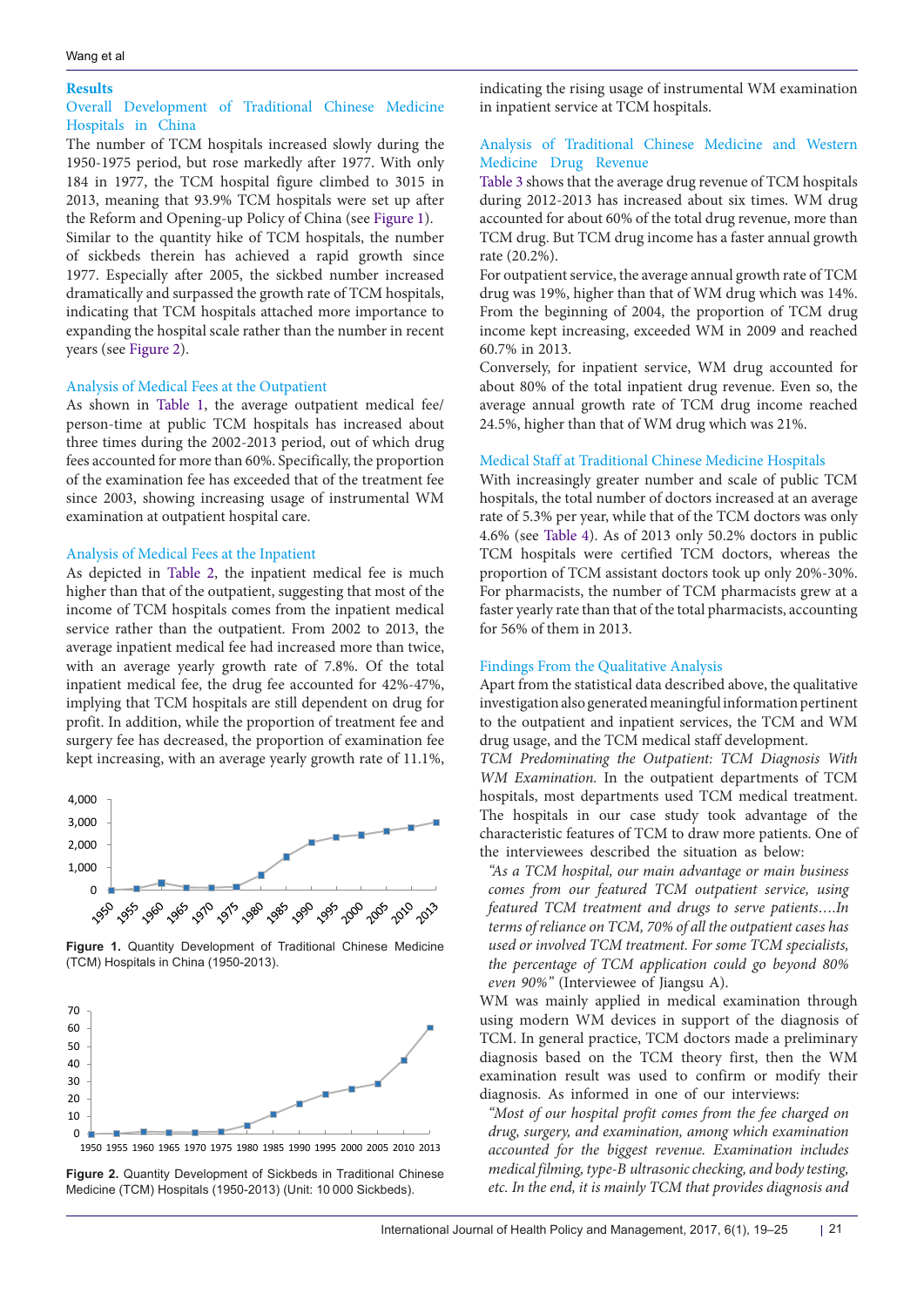## Results

### Overall Development of Traditional Chinese Medicine Hospitals in China

The number of TCM hospitals increased slowly during the 1950-1975 period, but rose markedly after 1977. With only 184 in 1977, the TCM hospital figure climbed to 3015 in 2013, meaning that 93.9% TCM hospitals were set up after the Reform and Opening-up Policy of China (see Figure 1).

Similar to the quantity hike of TCM hospitals, the number of sickbeds therein has achieved a rapid growth since 1977. Especially after 2005, the sickbed number increased dramatically and surpassed the growth rate of TCM hospitals, indicating that TCM hospitals attached more importance to expanding the hospital scale rather than the number in recent years (see Figure 2).

### Analysis of Medical Fees at the Outpatient

As shown in Table 1, the average outpatient medical fee/ person-time at public TCM hospitals has increased about three times during the 2002-2013 period, out of which drug fees accounted for more than 60%. Specifically, the proportion of the examination fee has exceeded that of the treatment fee since 2003, showing increasing usage of instrumental WM examination at outpatient hospital care.

### Analysis of Medical Fees at the Inpatient

As depicted in Table 2, the inpatient medical fee is much higher than that of the outpatient, suggesting that most of the income of TCM hospitals comes from the inpatient medical service rather than the outpatient. From 2002 to 2013, the average inpatient medical fee had increased more than twice, with an average yearly growth rate of 7.8%. Of the total inpatient medical fee, the drug fee accounted for 42%-47%, implying that TCM hospitals are still dependent on drug for profit. In addition, while the proportion of treatment fee and surgery fee has decreased, the proportion of examination fee kept increasing, with an average yearly growth rate of 11.1%, indicating the rising usage of instrumental WM examination in inpatient service at TCM hospitals.

**Figure 1.** Quantity Development of Traditional Chinese Medicine (TCM) Hospitals in China (1950-2013).

**Figure 2.** Quantity Development of Sickbeds in Traditional Chinese Medicine (TCM) Hospitals (1950-2013) (Unit: 10 000 Sickbeds).

### Analysis of Traditional Chinese Medicine and Western Medicine Drug Revenue

Table 3 shows that the average drug revenue of TCM hospitals during 2012-2013 has increased about six times. WM drug accounted for about 60% of the total drug revenue, more than TCM drug. But TCM drug income has a faster annual growth rate (20.2%).

For outpatient service, the average annual growth rate of TCM drug was 19%, higher than that of WM drug which was 14%. From the beginning of 2004, the proportion of TCM drug income kept increasing, exceeded WM in 2009 and reached 60.7% in 2013.

Conversely, for inpatient service, WM drug accounted for about 80% of the total inpatient drug revenue. Even so, the average annual growth rate of TCM drug income reached 24.5%, higher than that of WM drug which was 21%.

### Medical Staff at Traditional Chinese Medicine Hospitals

With increasingly greater number and scale of public TCM hospitals, the total number of doctors increased at an average rate of 5.3% per year, while that of the TCM doctors was only 4.6% (see Table 4). As of 2013 only 50.2% doctors in public TCM hospitals were certified TCM doctors, whereas the proportion of TCM assistant doctors took up only 20%-30%. For pharmacists, the number of TCM pharmacists grew at a faster yearly rate than that of the total pharmacists, accounting for 56% of them in 2013.

### Findings From the Qualitative Analysis

Apart from the statistical data described above, the qualitative investigation also generated meaningful information pertinent to the outpatient and inpatient services, the TCM and WM drug usage, and the TCM medical staff development.

*TCM Predominating the Outpatient: TCM Diagnosis With WM Examination.* In the outpatient departments of TCM hospitals, most departments used TCM medical treatment. The hospitals in our case study took advantage of the characteristic features of TCM to draw more patients. One of the interviewees described the situation as below:

> *"As a TCM hospital, our main advantage or main business comes from our featured TCM outpatient service, using featured TCM treatment and drugs to serve patients….In terms of reliance on TCM, 70% of all the outpatient cases has used or involved TCM treatment. For some TCM specialists, the percentage of TCM application could go beyond 80% even 90%"* (Interviewee of Jiangsu A).

WM was mainly applied in medical examination through using modern WM devices in support of the diagnosis of TCM. In general practice, TCM doctors made a preliminary diagnosis based on the TCM theory first, then the WM examination result was used to confirm or modify their diagnosis. As informed in one of our interviews:

> *"Most of our hospital profit comes from the fee charged on drug, surgery, and examination, among which examination accounted for the biggest revenue. Examination includes medical filming, type-B ultrasonic checking, and body testing, etc. In the end, it is mainly TCM that provides diagnosis and*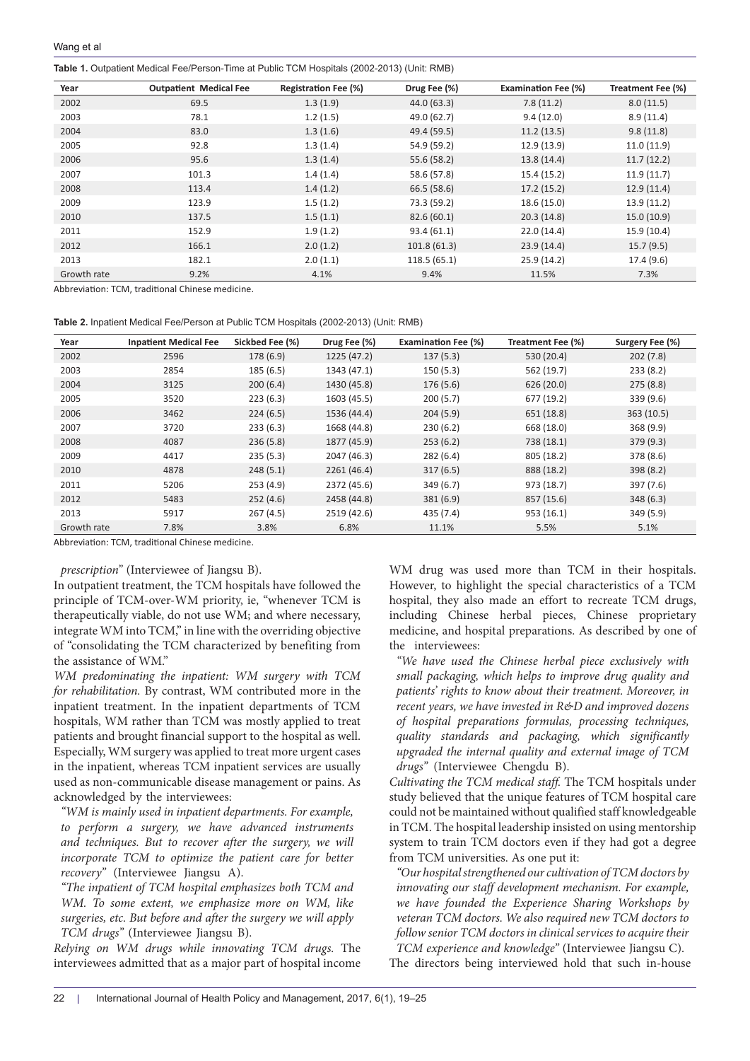**Table 1.** Outpatient Medical Fee/Person-Time at Public TCM Hospitals (2002-2013) (Unit: RMB)

| Year | Outpatient Medical Fee | Registration Fee (%) | Drug Fee (%) | Examination Fee (%) | Treatment Fee (%) |
|---|---|---|---|---|---|
| 2002 | 69.5 | 1.3 (1.9) | 44.0 (63.3) | 7.8 (11.2) | 8.0 (11.5) |
| 2003 | 78.1 | 1.2 (1.5) | 49.0 (62.7) | 9.4 (12.0) | 8.9 (11.4) |
| 2004 | 83.0 | 1.3 (1.6) | 49.4 (59.5) | 11.2 (13.5) | 9.8 (11.8) |
| 2005 | 92.8 | 1.3 (1.4) | 54.9 (59.2) | 12.9 (13.9) | 11.0 (11.9) |
| 2006 | 95.6 | 1.3 (1.4) | 55.6 (58.2) | 13.8 (14.4) | 11.7 (12.2) |
| 2007 | 101.3 | 1.4 (1.4) | 58.6 (57.8) | 15.4 (15.2) | 11.9 (11.7) |
| 2008 | 113.4 | 1.4 (1.2) | 66.5 (58.6) | 17.2 (15.2) | 12.9 (11.4) |
| 2009 | 123.9 | 1.5 (1.2) | 73.3 (59.2) | 18.6 (15.0) | 13.9 (11.2) |
| 2010 | 137.5 | 1.5 (1.1) | 82.6 (60.1) | 20.3 (14.8) | 15.0 (10.9) |
| 2011 | 152.9 | 1.9 (1.2) | 93.4 (61.1) | 22.0 (14.4) | 15.9 (10.4) |
| 2012 | 166.1 | 2.0 (1.2) | 101.8 (61.3) | 23.9 (14.4) | 15.7 (9.5) |
| 2013 | 182.1 | 2.0 (1.1) | 118.5 (65.1) | 25.9 (14.2) | 17.4 (9.6) |
| Growth rate | 9.2% | 4.1% | 9.4% | 11.5% | 7.3% |

Abbreviation: TCM, traditional Chinese medicine.

**Table 2.** Inpatient Medical Fee/Person at Public TCM Hospitals (2002-2013) (Unit: RMB)

| Year | Inpatient Medical Fee | Sickbed Fee (%) | Drug Fee (%) | Examination Fee (%) | Treatment Fee (%) | Surgery Fee (%) |
|---|---|---|---|---|---|---|
| 2002 | 2596 | 178 (6.9) | 1225 (47.2) | 137 (5.3) | 530 (20.4) | 202 (7.8) |
| 2003 | 2854 | 185 (6.5) | 1343 (47.1) | 150 (5.3) | 562 (19.7) | 233 (8.2) |
| 2004 | 3125 | 200 (6.4) | 1430 (45.8) | 176 (5.6) | 626 (20.0) | 275 (8.8) |
| 2005 | 3520 | 223 (6.3) | 1603 (45.5) | 200 (5.7) | 677 (19.2) | 339 (9.6) |
| 2006 | 3462 | 224 (6.5) | 1536 (44.4) | 204 (5.9) | 651 (18.8) | 363 (10.5) |
| 2007 | 3720 | 233 (6.3) | 1668 (44.8) | 230 (6.2) | 668 (18.0) | 368 (9.9) |
| 2008 | 4087 | 236 (5.8) | 1877 (45.9) | 253 (6.2) | 738 (18.1) | 379 (9.3) |
| 2009 | 4417 | 235 (5.3) | 2047 (46.3) | 282 (6.4) | 805 (18.2) | 378 (8.6) |
| 2010 | 4878 | 248 (5.1) | 2261 (46.4) | 317 (6.5) | 888 (18.2) | 398 (8.2) |
| 2011 | 5206 | 253 (4.9) | 2372 (45.6) | 349 (6.7) | 973 (18.7) | 397 (7.6) |
| 2012 | 5483 | 252 (4.6) | 2458 (44.8) | 381 (6.9) | 857 (15.6) | 348 (6.3) |
| 2013 | 5917 | 267 (4.5) | 2519 (42.6) | 435 (7.4) | 953 (16.1) | 349 (5.9) |
| Growth rate | 7.8% | 3.8% | 6.8% | 11.1% | 5.5% | 5.1% |

Abbreviation: TCM, traditional Chinese medicine.

*prescription"* (Interviewee of Jiangsu B).

In outpatient treatment, the TCM hospitals have followed the principle of TCM-over-WM priority, ie, "whenever TCM is therapeutically viable, do not use WM; and where necessary, integrate WM into TCM," in line with the overriding objective of "consolidating the TCM characterized by benefiting from the assistance of WM."

*WM predominating the inpatient: WM surgery with TCM for rehabilitation.* By contrast, WM contributed more in the inpatient treatment. In the inpatient departments of TCM hospitals, WM rather than TCM was mostly applied to treat patients and brought financial support to the hospital as well. Especially, WM surgery was applied to treat more urgent cases in the inpatient, whereas TCM inpatient services are usually used as non-communicable disease management or pains. As acknowledged by the interviewees:

*"WM is mainly used in inpatient departments. For example, to perform a surgery, we have advanced instruments and techniques. But to recover after the surgery, we will incorporate TCM to optimize the patient care for better recovery"* (Interviewee Jiangsu A).

*"The inpatient of TCM hospital emphasizes both TCM and WM. To some extent, we emphasize more on WM, like surgeries, etc. But before and after the surgery we will apply TCM drugs"* (Interviewee Jiangsu B).

*Relying on WM drugs while innovating TCM drugs.* The interviewees admitted that as a major part of hospital income WM drug was used more than TCM in their hospitals. However, to highlight the special characteristics of a TCM hospital, they also made an effort to recreate TCM drugs, including Chinese herbal pieces, Chinese proprietary medicine, and hospital preparations. As described by one of the interviewees:

*"We have used the Chinese herbal piece exclusively with small packaging, which helps to improve drug quality and patients' rights to know about their treatment. Moreover, in recent years, we have invested in R&D and improved dozens of hospital preparations formulas, processing techniques, quality standards and packaging, which significantly upgraded the internal quality and external image of TCM drugs"* (Interviewee Chengdu B).

*Cultivating the TCM medical staff.* The TCM hospitals under study believed that the unique features of TCM hospital care could not be maintained without qualified staff knowledgeable in TCM. The hospital leadership insisted on using mentorship system to train TCM doctors even if they had got a degree from TCM universities. As one put it:

*"Our hospital strengthened our cultivation of TCM doctors by innovating our staff development mechanism. For example, we have founded the Experience Sharing Workshops by veteran TCM doctors. We also required new TCM doctors to follow senior TCM doctors in clinical services to acquire their TCM experience and knowledge"* (Interviewee Jiangsu C).

The directors being interviewed hold that such in-house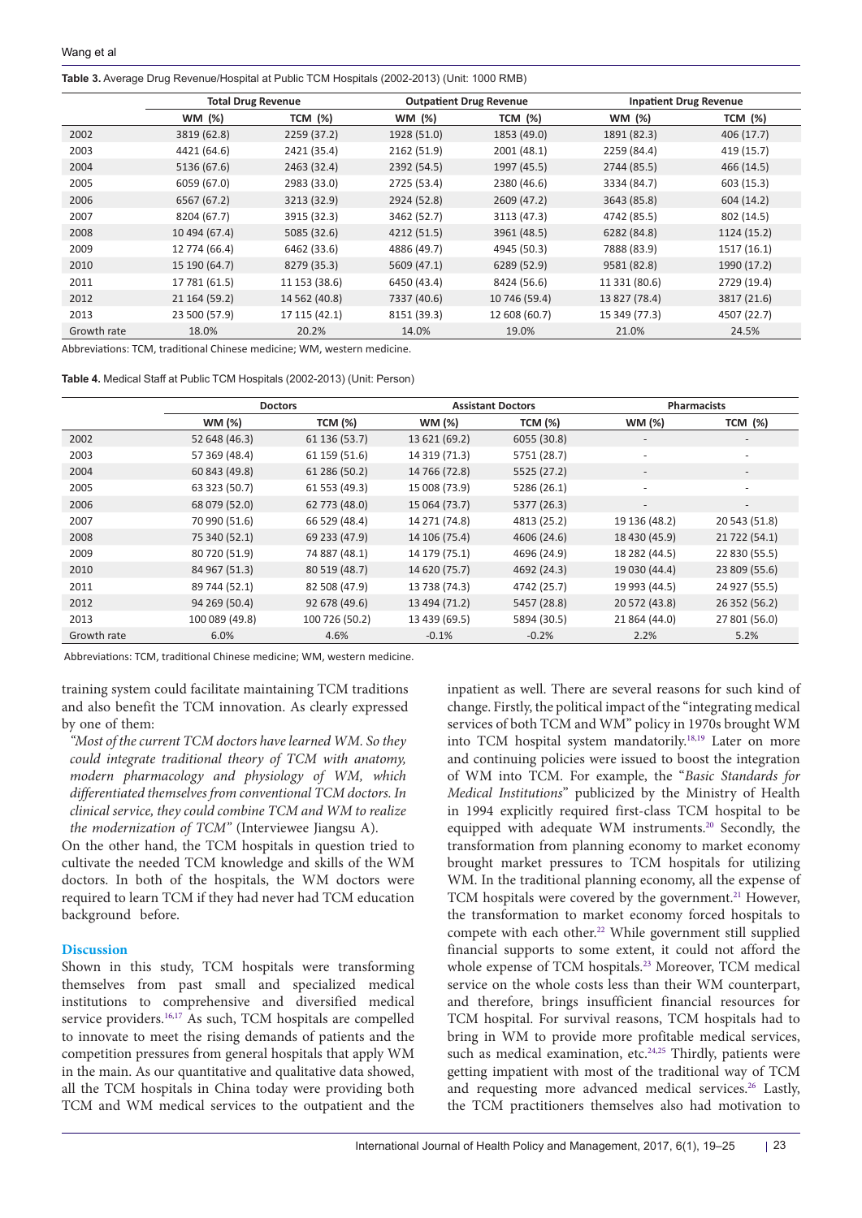**Table 3.** Average Drug Revenue/Hospital at Public TCM Hospitals (2002-2013) (Unit: 1000 RMB)

| | Total Drug Revenue | | Outpatient Drug Revenue | | Inpatient Drug Revenue | |
|---|---|---|---|---|---|---|
| | WM (%) | TCM (%) | WM (%) | TCM (%) | WM (%) | TCM (%) |
| 2002 | 3819 (62.8) | 2259 (37.2) | 1928 (51.0) | 1853 (49.0) | 1891 (82.3) | 406 (17.7) |
| 2003 | 4421 (64.6) | 2421 (35.4) | 2162 (51.9) | 2001 (48.1) | 2259 (84.4) | 419 (15.7) |
| 2004 | 5136 (67.6) | 2463 (32.4) | 2392 (54.5) | 1997 (45.5) | 2744 (85.5) | 466 (14.5) |
| 2005 | 6059 (67.0) | 2983 (33.0) | 2725 (53.4) | 2380 (46.6) | 3334 (84.7) | 603 (15.3) |
| 2006 | 6567 (67.2) | 3213 (32.9) | 2924 (52.8) | 2609 (47.2) | 3643 (85.8) | 604 (14.2) |
| 2007 | 8204 (67.7) | 3915 (32.3) | 3462 (52.7) | 3113 (47.3) | 4742 (85.5) | 802 (14.5) |
| 2008 | 10 494 (67.4) | 5085 (32.6) | 4212 (51.5) | 3961 (48.5) | 6282 (84.8) | 1124 (15.2) |
| 2009 | 12 774 (66.4) | 6462 (33.6) | 4886 (49.7) | 4945 (50.3) | 7888 (83.9) | 1517 (16.1) |
| 2010 | 15 190 (64.7) | 8279 (35.3) | 5609 (47.1) | 6289 (52.9) | 9581 (82.8) | 1990 (17.2) |
| 2011 | 17 781 (61.5) | 11 153 (38.6) | 6450 (43.4) | 8424 (56.6) | 11 331 (80.6) | 2729 (19.4) |
| 2012 | 21 164 (59.2) | 14 562 (40.8) | 7337 (40.6) | 10 746 (59.4) | 13 827 (78.4) | 3817 (21.6) |
| 2013 | 23 500 (57.9) | 17 115 (42.1) | 8151 (39.3) | 12 608 (60.7) | 15 349 (77.3) | 4507 (22.7) |
| Growth rate | 18.0% | 20.2% | 14.0% | 19.0% | 21.0% | 24.5% |

Abbreviations: TCM, traditional Chinese medicine; WM, western medicine.

**Table 4.** Medical Staff at Public TCM Hospitals (2002-2013) (Unit: Person)

| | Doctors | | Assistant Doctors | | Pharmacists | |
|---|---|---|---|---|---|---|
| | WM (%) | TCM (%) | WM (%) | TCM (%) | WM (%) | TCM (%) |
| 2002 | 52 648 (46.3) | 61 136 (53.7) | 13 621 (69.2) | 6055 (30.8) | - | - |
| 2003 | 57 369 (48.4) | 61 159 (51.6) | 14 319 (71.3) | 5751 (28.7) | - | - |
| 2004 | 60 843 (49.8) | 61 286 (50.2) | 14 766 (72.8) | 5525 (27.2) | - | - |
| 2005 | 63 323 (50.7) | 61 553 (49.3) | 15 008 (73.9) | 5286 (26.1) | - | - |
| 2006 | 68 079 (52.0) | 62 773 (48.0) | 15 064 (73.7) | 5377 (26.3) | - | - |
| 2007 | 70 990 (51.6) | 66 529 (48.4) | 14 271 (74.8) | 4813 (25.2) | 19 136 (48.2) | 20 543 (51.8) |
| 2008 | 75 340 (52.1) | 69 233 (47.9) | 14 106 (75.4) | 4606 (24.6) | 18 430 (45.9) | 21 722 (54.1) |
| 2009 | 80 720 (51.9) | 74 887 (48.1) | 14 179 (75.1) | 4696 (24.9) | 18 282 (44.5) | 22 830 (55.5) |
| 2010 | 84 967 (51.3) | 80 519 (48.7) | 14 620 (75.7) | 4692 (24.3) | 19 030 (44.4) | 23 809 (55.6) |
| 2011 | 89 744 (52.1) | 82 508 (47.9) | 13 738 (74.3) | 4742 (25.7) | 19 993 (44.5) | 24 927 (55.5) |
| 2012 | 94 269 (50.4) | 92 678 (49.6) | 13 494 (71.2) | 5457 (28.8) | 20 572 (43.8) | 26 352 (56.2) |
| 2013 | 100 089 (49.8) | 100 726 (50.2) | 13 439 (69.5) | 5894 (30.5) | 21 864 (44.0) | 27 801 (56.0) |
| Growth rate | 6.0% | 4.6% | -0.1% | -0.2% | 2.2% | 5.2% |

Abbreviations: TCM, traditional Chinese medicine; WM, western medicine.

training system could facilitate maintaining TCM traditions and also benefit the TCM innovation. As clearly expressed by one of them:

*"Most of the current TCM doctors have learned WM. So they could integrate traditional theory of TCM with anatomy, modern pharmacology and physiology of WM, which differentiated themselves from conventional TCM doctors. In clinical service, they could combine TCM and WM to realize the modernization of TCM"* (Interviewee Jiangsu A).

On the other hand, the TCM hospitals in question tried to cultivate the needed TCM knowledge and skills of the WM doctors. In both of the hospitals, the WM doctors were required to learn TCM if they had never had TCM education background before.

## Discussion

Shown in this study, TCM hospitals were transforming themselves from past small and specialized medical institutions to comprehensive and diversified medical service providers.[16,17] As such, TCM hospitals are compelled to innovate to meet the rising demands of patients and the competition pressures from general hospitals that apply WM in the main. As our quantitative and qualitative data showed, all the TCM hospitals in China today were providing both TCM and WM medical services to the outpatient and the inpatient as well. There are several reasons for such kind of change. Firstly, the political impact of the "integrating medical services of both TCM and WM" policy in 1970s brought WM into TCM hospital system mandatorily.[18,19] Later on more and continuing policies were issued to boost the integration of WM into TCM. For example, the "*Basic Standards for Medical Institutions*" publicized by the Ministry of Health in 1994 explicitly required first-class TCM hospital to be equipped with adequate WM instruments.[20] Secondly, the transformation from planning economy to market economy brought market pressures to TCM hospitals for utilizing WM. In the traditional planning economy, all the expense of TCM hospitals were covered by the government.[21] However, the transformation to market economy forced hospitals to compete with each other.[22] While government still supplied financial supports to some extent, it could not afford the whole expense of TCM hospitals.[23] Moreover, TCM medical service on the whole costs less than their WM counterpart, and therefore, brings insufficient financial resources for TCM hospital. For survival reasons, TCM hospitals had to bring in WM to provide more profitable medical services, such as medical examination, etc.[24,25] Thirdly, patients were getting impatient with most of the traditional way of TCM and requesting more advanced medical services.[26] Lastly, the TCM practitioners themselves also had motivation to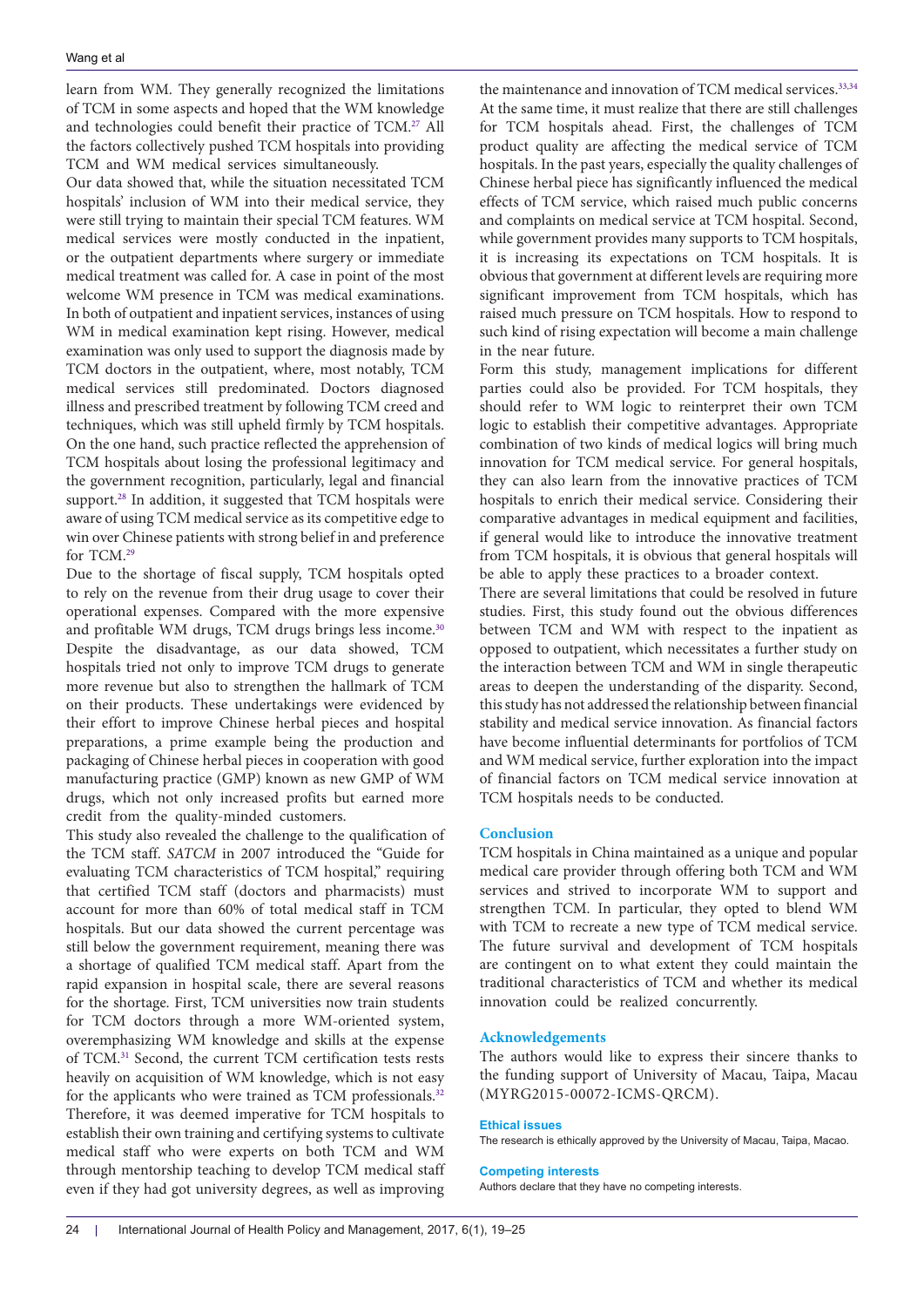learn from WM. They generally recognized the limitations of TCM in some aspects and hoped that the WM knowledge and technologies could benefit their practice of TCM.[27] All the factors collectively pushed TCM hospitals into providing TCM and WM medical services simultaneously.

Our data showed that, while the situation necessitated TCM hospitals' inclusion of WM into their medical service, they were still trying to maintain their special TCM features. WM medical services were mostly conducted in the inpatient, or the outpatient departments where surgery or immediate medical treatment was called for. A case in point of the most welcome WM presence in TCM was medical examinations. In both of outpatient and inpatient services, instances of using WM in medical examination kept rising. However, medical examination was only used to support the diagnosis made by TCM doctors in the outpatient, where, most notably, TCM medical services still predominated. Doctors diagnosed illness and prescribed treatment by following TCM creed and techniques, which was still upheld firmly by TCM hospitals. On the one hand, such practice reflected the apprehension of TCM hospitals about losing the professional legitimacy and the government recognition, particularly, legal and financial support.[28] In addition, it suggested that TCM hospitals were aware of using TCM medical service as its competitive edge to win over Chinese patients with strong belief in and preference for TCM.[29]

Due to the shortage of fiscal supply, TCM hospitals opted to rely on the revenue from their drug usage to cover their operational expenses. Compared with the more expensive and profitable WM drugs, TCM drugs brings less income.[30] Despite the disadvantage, as our data showed, TCM hospitals tried not only to improve TCM drugs to generate more revenue but also to strengthen the hallmark of TCM on their products. These undertakings were evidenced by their effort to improve Chinese herbal pieces and hospital preparations, a prime example being the production and packaging of Chinese herbal pieces in cooperation with good manufacturing practice (GMP) known as new GMP of WM drugs, which not only increased profits but earned more credit from the quality-minded customers.

This study also revealed the challenge to the qualification of the TCM staff. *SATCM* in 2007 introduced the "Guide for evaluating TCM characteristics of TCM hospital," requiring that certified TCM staff (doctors and pharmacists) must account for more than 60% of total medical staff in TCM hospitals. But our data showed the current percentage was still below the government requirement, meaning there was a shortage of qualified TCM medical staff. Apart from the rapid expansion in hospital scale, there are several reasons for the shortage. First, TCM universities now train students for TCM doctors through a more WM-oriented system, overemphasizing WM knowledge and skills at the expense of TCM.[31] Second, the current TCM certification tests rests heavily on acquisition of WM knowledge, which is not easy for the applicants who were trained as TCM professionals.[32] Therefore, it was deemed imperative for TCM hospitals to establish their own training and certifying systems to cultivate medical staff who were experts on both TCM and WM through mentorship teaching to develop TCM medical staff even if they had got university degrees, as well as improving the maintenance and innovation of TCM medical services.[33,34] At the same time, it must realize that there are still challenges for TCM hospitals ahead. First, the challenges of TCM product quality are affecting the medical service of TCM hospitals. In the past years, especially the quality challenges of Chinese herbal piece has significantly influenced the medical effects of TCM service, which raised much public concerns and complaints on medical service at TCM hospital. Second, while government provides many supports to TCM hospitals, it is increasing its expectations on TCM hospitals. It is obvious that government at different levels are requiring more significant improvement from TCM hospitals, which has raised much pressure on TCM hospitals. How to respond to such kind of rising expectation will become a main challenge in the near future.

Form this study, management implications for different parties could also be provided. For TCM hospitals, they should refer to WM logic to reinterpret their own TCM logic to establish their competitive advantages. Appropriate combination of two kinds of medical logics will bring much innovation for TCM medical service. For general hospitals, they can also learn from the innovative practices of TCM hospitals to enrich their medical service. Considering their comparative advantages in medical equipment and facilities, if general would like to introduce the innovative treatment from TCM hospitals, it is obvious that general hospitals will be able to apply these practices to a broader context.

There are several limitations that could be resolved in future studies. First, this study found out the obvious differences between TCM and WM with respect to the inpatient as opposed to outpatient, which necessitates a further study on the interaction between TCM and WM in single therapeutic areas to deepen the understanding of the disparity. Second, this study has not addressed the relationship between financial stability and medical service innovation. As financial factors have become influential determinants for portfolios of TCM and WM medical service, further exploration into the impact of financial factors on TCM medical service innovation at TCM hospitals needs to be conducted.

## Conclusion

TCM hospitals in China maintained as a unique and popular medical care provider through offering both TCM and WM services and strived to incorporate WM to support and strengthen TCM. In particular, they opted to blend WM with TCM to recreate a new type of TCM medical service. The future survival and development of TCM hospitals are contingent on to what extent they could maintain the traditional characteristics of TCM and whether its medical innovation could be realized concurrently.

## Acknowledgements

The authors would like to express their sincere thanks to the funding support of University of Macau, Taipa, Macau (MYRG2015-00072-ICMS-QRCM).

### Ethical issues

The research is ethically approved by the University of Macau, Taipa, Macao.

### Competing interests

Authors declare that they have no competing interests.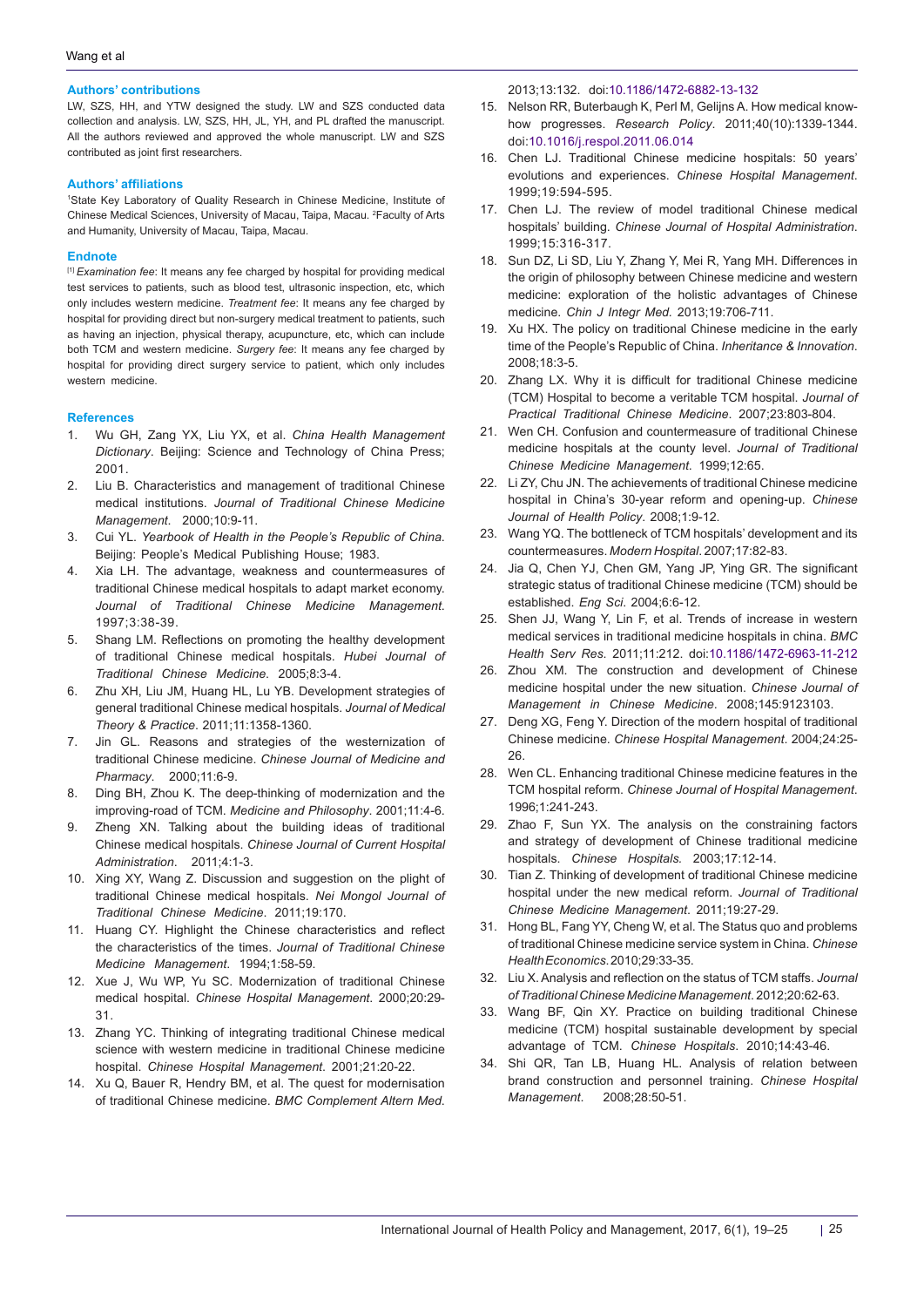### Authors' contributions

LW, SZS, HH, and YTW designed the study. LW and SZS conducted data collection and analysis. LW, SZS, HH, JL, YH, and PL drafted the manuscript. All the authors reviewed and approved the whole manuscript. LW and SZS contributed as joint first researchers.

### Authors' affiliations

[1]State Key Laboratory of Quality Research in Chinese Medicine, Institute of Chinese Medical Sciences, University of Macau, Taipa, Macau. [2]Faculty of Arts and Humanity, University of Macau, Taipa, Macau.

### Endnote

[1] *Examination fee*: It means any fee charged by hospital for providing medical test services to patients, such as blood test, ultrasonic inspection, etc, which only includes western medicine. *Treatment fee*: It means any fee charged by hospital for providing direct but non-surgery medical treatment to patients, such as having an injection, physical therapy, acupuncture, etc, which can include both TCM and western medicine. *Surgery fee*: It means any fee charged by hospital for providing direct surgery service to patient, which only includes western medicine.

### References

1. Wu GH, Zang YX, Liu YX, et al. *China Health Management Dictionary*. Beijing: Science and Technology of China Press; 2001.
2. Liu B. Characteristics and management of traditional Chinese medical institutions. *Journal of Traditional Chinese Medicine Management*. 2000;10:9-11.
3. Cui YL. *Yearbook of Health in the People's Republic of China*. Beijing: People's Medical Publishing House; 1983.
4. Xia LH. The advantage, weakness and countermeasures of traditional Chinese medical hospitals to adapt market economy. *Journal of Traditional Chinese Medicine Management*. 1997;3:38-39.
5. Shang LM. Reflections on promoting the healthy development of traditional Chinese medical hospitals. *Hubei Journal of Traditional Chinese Medicine*. 2005;8:3-4.
6. Zhu XH, Liu JM, Huang HL, Lu YB. Development strategies of general traditional Chinese medical hospitals. *Journal of Medical Theory & Practice*. 2011;11:1358-1360.
7. Jin GL. Reasons and strategies of the westernization of traditional Chinese medicine. *Chinese Journal of Medicine and Pharmacy*. 2000;11:6-9.
8. Ding BH, Zhou K. The deep-thinking of modernization and the improving-road of TCM. *Medicine and Philosophy*. 2001;11:4-6.
9. Zheng XN. Talking about the building ideas of traditional Chinese medical hospitals. *Chinese Journal of Current Hospital Administration*. 2011;4:1-3.
10. Xing XY, Wang Z. Discussion and suggestion on the plight of traditional Chinese medical hospitals. *Nei Mongol Journal of Traditional Chinese Medicine*. 2011;19:170.
11. Huang CY. Highlight the Chinese characteristics and reflect the characteristics of the times. *Journal of Traditional Chinese Medicine Management*. 1994;1:58-59.
12. Xue J, Wu WP, Yu SC. Modernization of traditional Chinese medical hospital. *Chinese Hospital Management*. 2000;20:29-31.
13. Zhang YC. Thinking of integrating traditional Chinese medical science with western medicine in traditional Chinese medicine hospital. *Chinese Hospital Management*. 2001;21:20-22.
14. Xu Q, Bauer R, Hendry BM, et al. The quest for modernisation of traditional Chinese medicine. *BMC Complement Altern Med*. 2013;13:132. doi:10.1186/1472-6882-13-132
15. Nelson RR, Buterbaugh K, Perl M, Gelijns A. How medical know-how progresses. *Research Policy*. 2011;40(10):1339-1344. doi:10.1016/j.respol.2011.06.014
16. Chen LJ. Traditional Chinese medicine hospitals: 50 years' evolutions and experiences. *Chinese Hospital Management*. 1999;19:594-595.
17. Chen LJ. The review of model traditional Chinese medical hospitals' building. *Chinese Journal of Hospital Administration*. 1999;15:316-317.
18. Sun DZ, Li SD, Liu Y, Zhang Y, Mei R, Yang MH. Differences in the origin of philosophy between Chinese medicine and western medicine: exploration of the holistic advantages of Chinese medicine. *Chin J Integr Med*. 2013;19:706-711.
19. Xu HX. The policy on traditional Chinese medicine in the early time of the People's Republic of China. *Inheritance & Innovation*. 2008;18:3-5.
20. Zhang LX. Why it is difficult for traditional Chinese medicine (TCM) Hospital to become a veritable TCM hospital. *Journal of Practical Traditional Chinese Medicine*. 2007;23:803-804.
21. Wen CH. Confusion and countermeasure of traditional Chinese medicine hospitals at the county level. *Journal of Traditional Chinese Medicine Management*. 1999;12:65.
22. Li ZY, Chu JN. The achievements of traditional Chinese medicine hospital in China's 30-year reform and opening-up. *Chinese Journal of Health Policy*. 2008;1:9-12.
23. Wang YQ. The bottleneck of TCM hospitals' development and its countermeasures. *Modern Hospital*. 2007;17:82-83.
24. Jia Q, Chen YJ, Chen GM, Yang JP, Ying GR. The significant strategic status of traditional Chinese medicine (TCM) should be established. *Eng Sci*. 2004;6:6-12.
25. Shen JJ, Wang Y, Lin F, et al. Trends of increase in western medical services in traditional medicine hospitals in china. *BMC Health Serv Res*. 2011;11:212. doi:10.1186/1472-6963-11-212
26. Zhou XM. The construction and development of Chinese medicine hospital under the new situation. *Chinese Journal of Management in Chinese Medicine*. 2008;145:9123103.
27. Deng XG, Feng Y. Direction of the modern hospital of traditional Chinese medicine. *Chinese Hospital Management*. 2004;24:25-26.
28. Wen CL. Enhancing traditional Chinese medicine features in the TCM hospital reform. *Chinese Journal of Hospital Management*. 1996;1:241-243.
29. Zhao F, Sun YX. The analysis on the constraining factors and strategy of development of Chinese traditional medicine hospitals. *Chinese Hospitals*. 2003;17:12-14.
30. Tian Z. Thinking of development of traditional Chinese medicine hospital under the new medical reform. *Journal of Traditional Chinese Medicine Management*. 2011;19:27-29.
31. Hong BL, Fang YY, Cheng W, et al. The Status quo and problems of traditional Chinese medicine service system in China. *Chinese Health Economics*. 2010;29:33-35.
32. Liu X. Analysis and reflection on the status of TCM staffs. *Journal of Traditional Chinese Medicine Management*. 2012;20:62-63.
33. Wang BF, Qin XY. Practice on building traditional Chinese medicine (TCM) hospital sustainable development by special advantage of TCM. *Chinese Hospitals*. 2010;14:43-46.
34. Shi QR, Tan LB, Huang HL. Analysis of relation between brand construction and personnel training. *Chinese Hospital Management*. 2008;28:50-51.